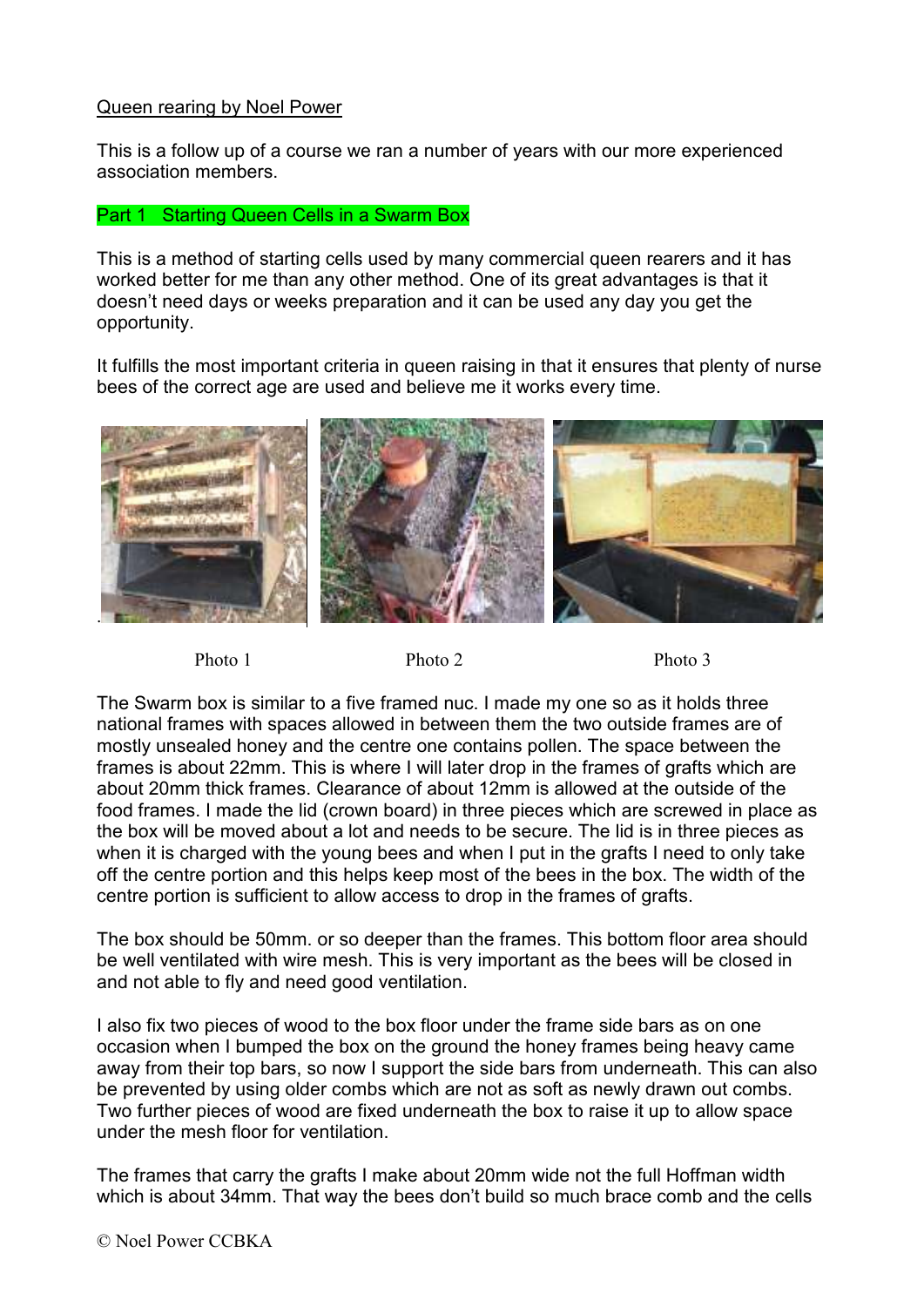Queen rearing by Noel Power

This is a follow up of a course we ran a number of years with our more experienced association members.

## Part 1 Starting Queen Cells in a Swarm Box

This is a method of starting cells used by many commercial queen rearers and it has worked better for me than any other method. One of its great advantages is that it doesn't need days or weeks preparation and it can be used any day you get the opportunity.

It fulfills the most important criteria in queen raising in that it ensures that plenty of nurse bees of the correct age are used and believe me it works every time.

Photo 1 Photo 2 Photo 3

The Swarm box is similar to a five framed nuc. I made my one so as it holds three national frames with spaces allowed in between them the two outside frames are of mostly unsealed honey and the centre one contains pollen. The space between the frames is about 22mm. This is where I will later drop in the frames of grafts which are about 20mm thick frames. Clearance of about 12mm is allowed at the outside of the food frames. I made the lid (crown board) in three pieces which are screwed in place as the box will be moved about a lot and needs to be secure. The lid is in three pieces as when it is charged with the young bees and when I put in the grafts I need to only take off the centre portion and this helps keep most of the bees in the box. The width of the centre portion is sufficient to allow access to drop in the frames of grafts.

The box should be 50mm. or so deeper than the frames. This bottom floor area should be well ventilated with wire mesh. This is very important as the bees will be closed in and not able to fly and need good ventilation.

I also fix two pieces of wood to the box floor under the frame side bars as on one occasion when I bumped the box on the ground the honey frames being heavy came away from their top bars, so now I support the side bars from underneath. This can also be prevented by using older combs which are not as soft as newly drawn out combs. Two further pieces of wood are fixed underneath the box to raise it up to allow space under the mesh floor for ventilation.

The frames that carry the grafts I make about 20mm wide not the full Hoffman width which is about 34mm. That way the bees don't build so much brace comb and the cells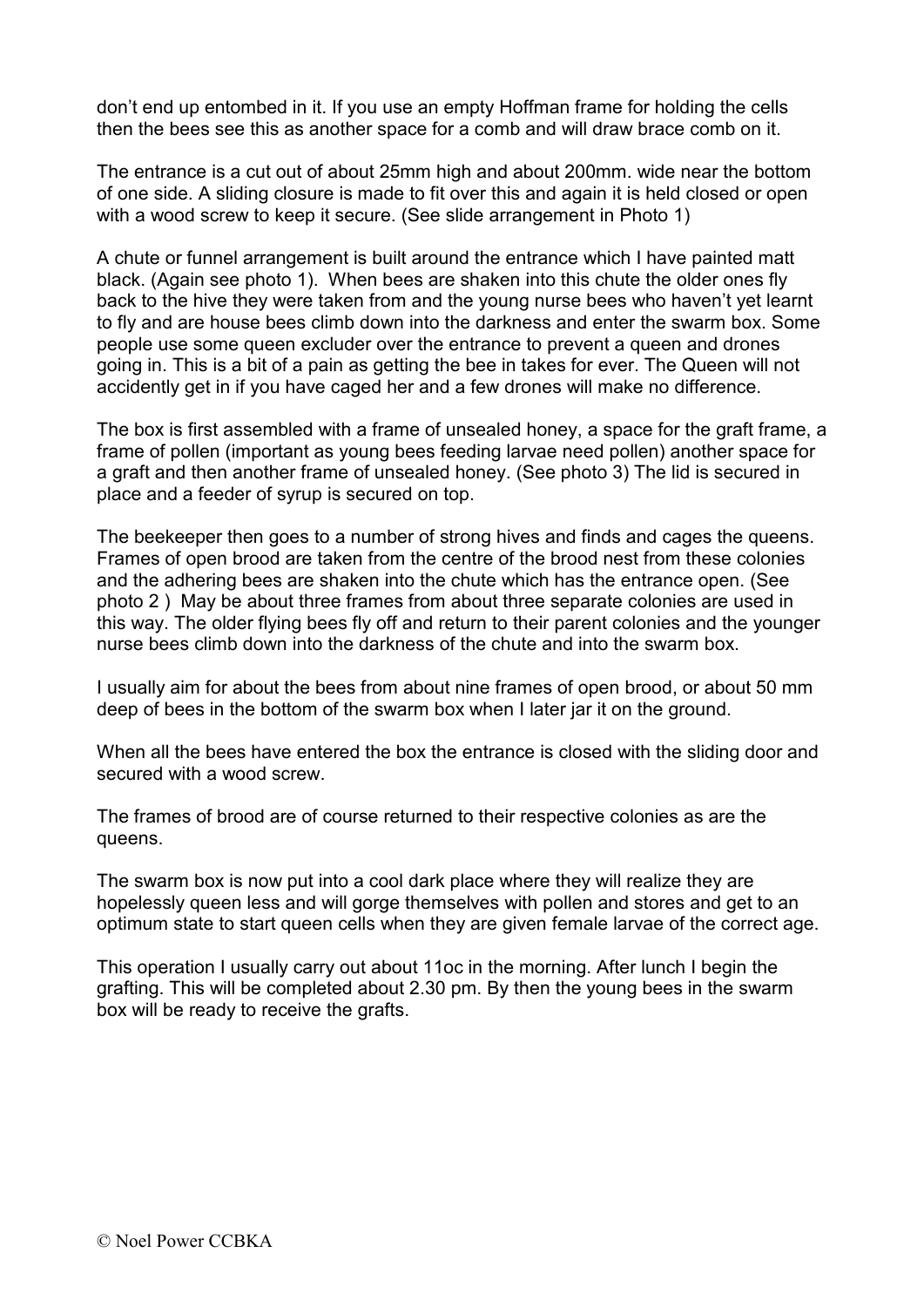don't end up entombed in it. If you use an empty Hoffman frame for holding the cells then the bees see this as another space for a comb and will draw brace comb on it.

The entrance is a cut out of about 25mm high and about 200mm. wide near the bottom of one side. A sliding closure is made to fit over this and again it is held closed or open with a wood screw to keep it secure. (See slide arrangement in Photo 1)

A chute or funnel arrangement is built around the entrance which I have painted matt black. (Again see photo 1). When bees are shaken into this chute the older ones fly back to the hive they were taken from and the young nurse bees who haven't yet learnt to fly and are house bees climb down into the darkness and enter the swarm box. Some people use some queen excluder over the entrance to prevent a queen and drones going in. This is a bit of a pain as getting the bee in takes for ever. The Queen will not accidently get in if you have caged her and a few drones will make no difference.

The box is first assembled with a frame of unsealed honey, a space for the graft frame, a frame of pollen (important as young bees feeding larvae need pollen) another space for a graft and then another frame of unsealed honey. (See photo 3) The lid is secured in place and a feeder of syrup is secured on top.

The beekeeper then goes to a number of strong hives and finds and cages the queens. Frames of open brood are taken from the centre of the brood nest from these colonies and the adhering bees are shaken into the chute which has the entrance open. (See photo 2 ) May be about three frames from about three separate colonies are used in this way. The older flying bees fly off and return to their parent colonies and the younger nurse bees climb down into the darkness of the chute and into the swarm box.

I usually aim for about the bees from about nine frames of open brood, or about 50 mm deep of bees in the bottom of the swarm box when I later jar it on the ground.

When all the bees have entered the box the entrance is closed with the sliding door and secured with a wood screw.

The frames of brood are of course returned to their respective colonies as are the queens.

The swarm box is now put into a cool dark place where they will realize they are hopelessly queen less and will gorge themselves with pollen and stores and get to an optimum state to start queen cells when they are given female larvae of the correct age.

This operation I usually carry out about 11oc in the morning. After lunch I begin the grafting. This will be completed about 2.30 pm. By then the young bees in the swarm box will be ready to receive the grafts.

© Noel Power CCBKA